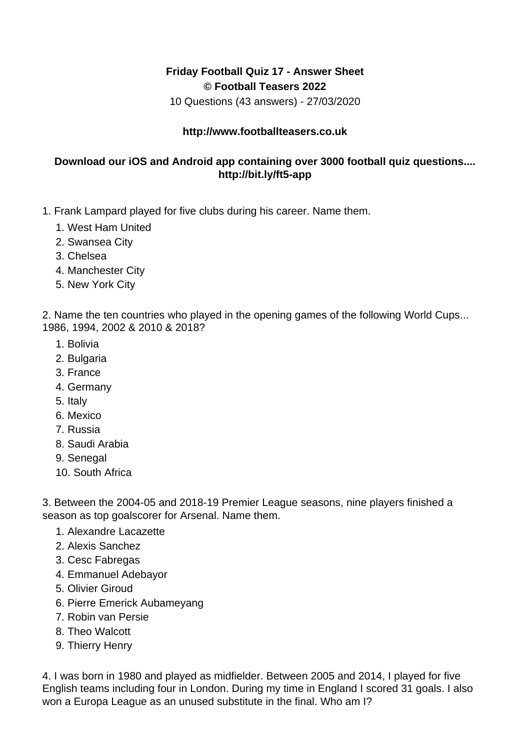**Friday Football Quiz 17 - Answer Sheet**
**© Football Teasers 2022**
10 Questions (43 answers) - 27/03/2020

**http://www.footballteasers.co.uk**

**Download our iOS and Android app containing over 3000 football quiz questions.... http://bit.ly/ft5-app**

1. Frank Lampard played for five clubs during his career. Name them.
   1. West Ham United
   2. Swansea City
   3. Chelsea
   4. Manchester City
   5. New York City

2. Name the ten countries who played in the opening games of the following World Cups... 1986, 1994, 2002 & 2010 & 2018?
   1. Bolivia
   2. Bulgaria
   3. France
   4. Germany
   5. Italy
   6. Mexico
   7. Russia
   8. Saudi Arabia
   9. Senegal
   10. South Africa

3. Between the 2004-05 and 2018-19 Premier League seasons, nine players finished a season as top goalscorer for Arsenal. Name them.
   1. Alexandre Lacazette
   2. Alexis Sanchez
   3. Cesc Fabregas
   4. Emmanuel Adebayor
   5. Olivier Giroud
   6. Pierre Emerick Aubameyang
   7. Robin van Persie
   8. Theo Walcott
   9. Thierry Henry

4. I was born in 1980 and played as midfielder. Between 2005 and 2014, I played for five English teams including four in London. During my time in England I scored 31 goals. I also won a Europa League as an unused substitute in the final. Who am I?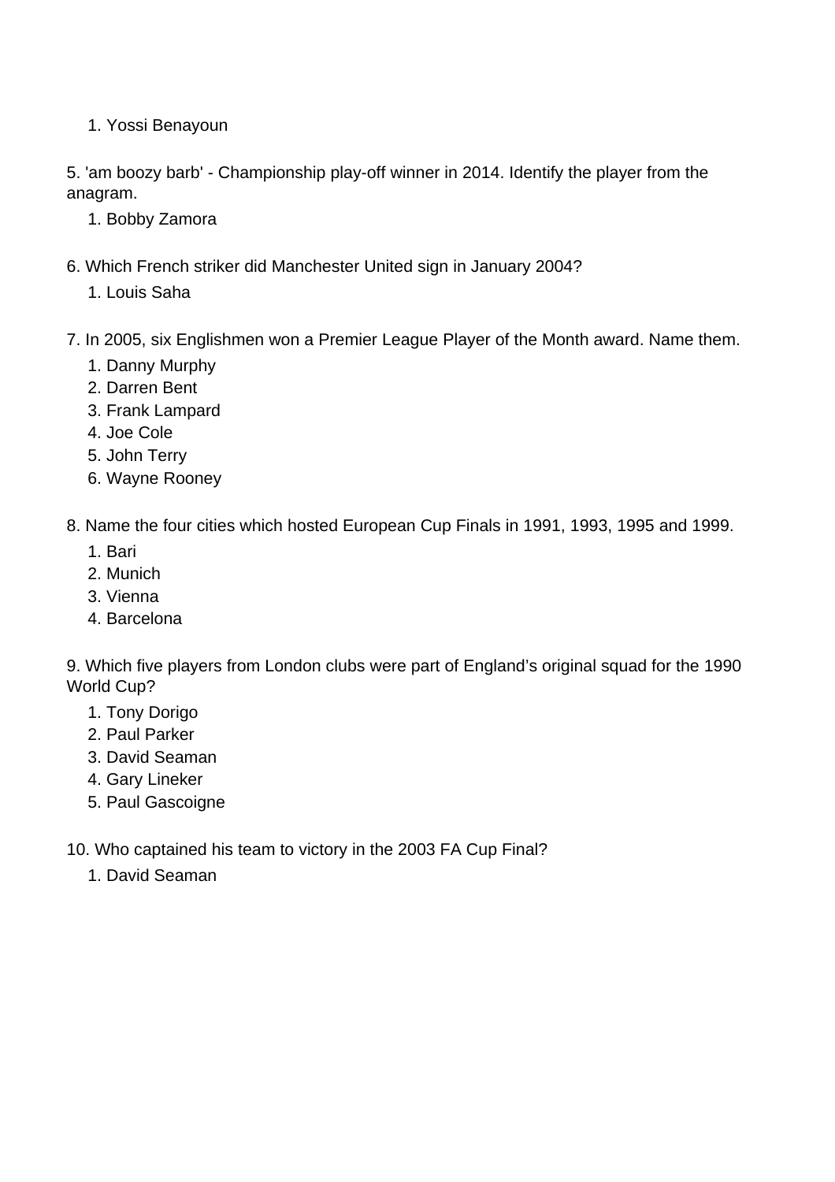1. Yossi Benayoun

5. 'am boozy barb' - Championship play-off winner in 2014. Identify the player from the anagram.

   1. Bobby Zamora

6. Which French striker did Manchester United sign in January 2004?

   1. Louis Saha

7. In 2005, six Englishmen won a Premier League Player of the Month award. Name them.

   1. Danny Murphy
   2. Darren Bent
   3. Frank Lampard
   4. Joe Cole
   5. John Terry
   6. Wayne Rooney

8. Name the four cities which hosted European Cup Finals in 1991, 1993, 1995 and 1999.

   1. Bari
   2. Munich
   3. Vienna
   4. Barcelona

9. Which five players from London clubs were part of England's original squad for the 1990 World Cup?

   1. Tony Dorigo
   2. Paul Parker
   3. David Seaman
   4. Gary Lineker
   5. Paul Gascoigne

10. Who captained his team to victory in the 2003 FA Cup Final?

    1. David Seaman